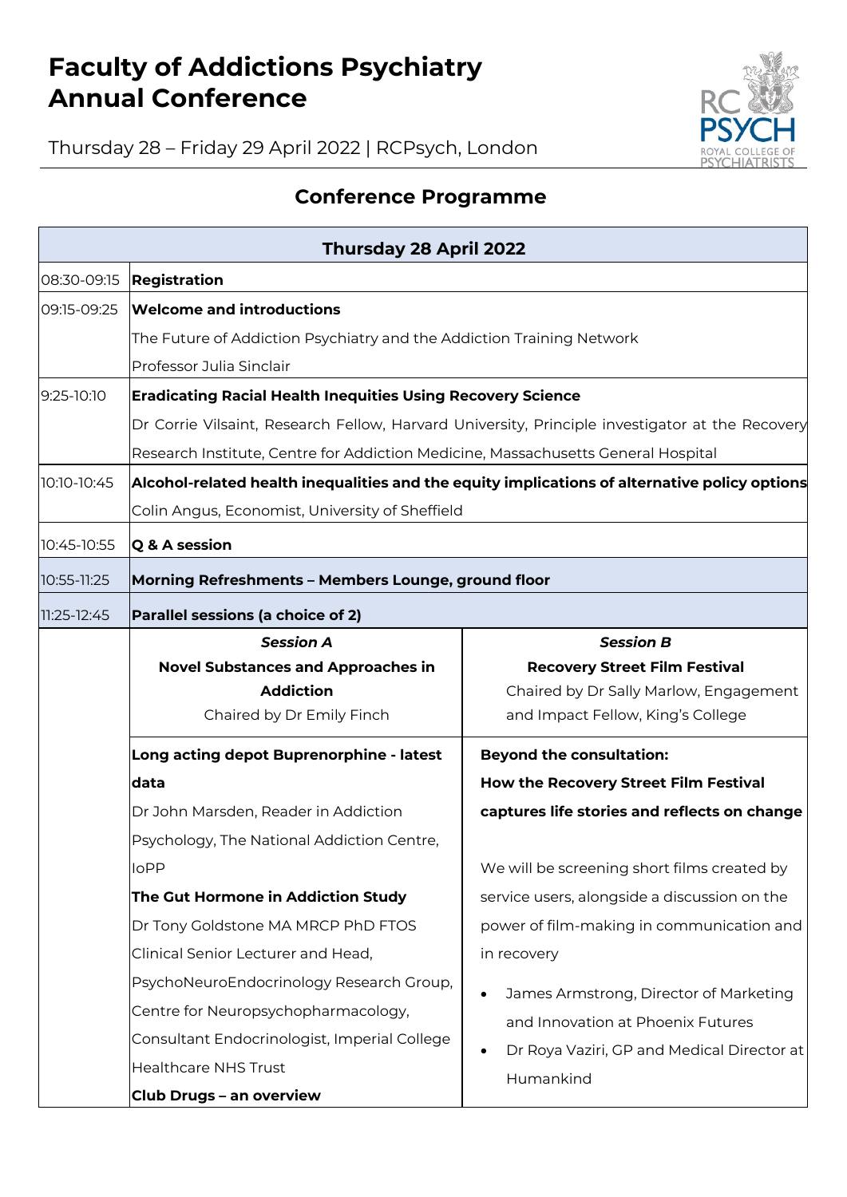# Faculty of Addictions Psychiatry Annual Conference

Thursday 28 – Friday 29 April 2022 | RCPsych, London

## Conference Programme

| Thursday 28 April 2022 | | |
|---|---|---|
| 08:30-09:15 | **Registration** | |
| 09:15-09:25 | **Welcome and introductions**<br>The Future of Addiction Psychiatry and the Addiction Training Network<br>Professor Julia Sinclair | |
| 9:25-10:10 | **Eradicating Racial Health Inequities Using Recovery Science**<br>Dr Corrie Vilsaint, Research Fellow, Harvard University, Principle investigator at the Recovery Research Institute, Centre for Addiction Medicine, Massachusetts General Hospital | |
| 10:10-10:45 | **Alcohol-related health inequalities and the equity implications of alternative policy options**<br>Colin Angus, Economist, University of Sheffield | |
| 10:45-10:55 | **Q & A session** | |
| 10:55-11:25 | **Morning Refreshments – Members Lounge, ground floor** | |
| 11:25-12:45 | **Parallel sessions (a choice of 2)** | |
| | ***Session A***<br>**Novel Substances and Approaches in Addiction**<br>Chaired by Dr Emily Finch | ***Session B***<br>**Recovery Street Film Festival**<br>Chaired by Dr Sally Marlow, Engagement and Impact Fellow, King's College |
| | **Long acting depot Buprenorphine - latest data**<br>Dr John Marsden, Reader in Addiction Psychology, The National Addiction Centre, IoPP<br>**The Gut Hormone in Addiction Study**<br>Dr Tony Goldstone MA MRCP PhD FTOS Clinical Senior Lecturer and Head, PsychoNeuroEndocrinology Research Group, Centre for Neuropsychopharmacology, Consultant Endocrinologist, Imperial College Healthcare NHS Trust<br>**Club Drugs – an overview** | **Beyond the consultation: How the Recovery Street Film Festival captures life stories and reflects on change**<br>We will be screening short films created by service users, alongside a discussion on the power of film-making in communication and in recovery<br>• James Armstrong, Director of Marketing and Innovation at Phoenix Futures<br>• Dr Roya Vaziri, GP and Medical Director at Humankind |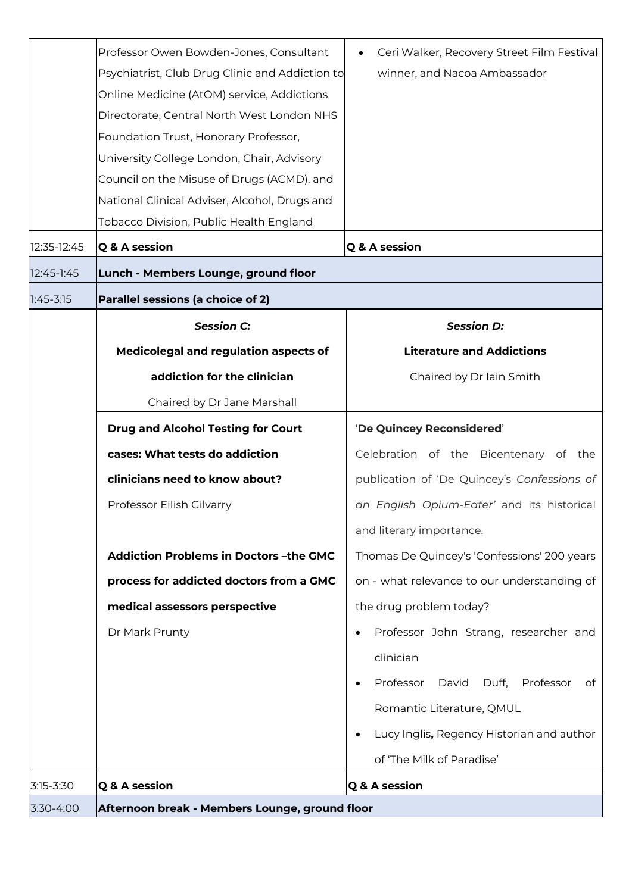| | | |
|---|---|---|
| | Professor Owen Bowden-Jones, Consultant Psychiatrist, Club Drug Clinic and Addiction to Online Medicine (AtOM) service, Addictions Directorate, Central North West London NHS Foundation Trust, Honorary Professor, University College London, Chair, Advisory Council on the Misuse of Drugs (ACMD), and National Clinical Adviser, Alcohol, Drugs and Tobacco Division, Public Health England | • Ceri Walker, Recovery Street Film Festival winner, and Nacoa Ambassador |
| 12:35-12:45 | **Q & A session** | **Q & A session** |
| 12:45-1:45 | **Lunch - Members Lounge, ground floor** | |
| 1:45-3:15 | **Parallel sessions (a choice of 2)** | |
| | ***Session C:*** **Medicolegal and regulation aspects of addiction for the clinician** Chaired by Dr Jane Marshall | ***Session D:*** **Literature and Addictions** Chaired by Dr Iain Smith |
| | **Drug and Alcohol Testing for Court cases: What tests do addiction clinicians need to know about?** Professor Eilish Gilvarry<br><br>**Addiction Problems in Doctors –the GMC process for addicted doctors from a GMC medical assessors perspective** Dr Mark Prunty | '**De Quincey Reconsidered**' Celebration of the Bicentenary of the publication of 'De Quincey's *Confessions of an English Opium-Eater*' and its historical and literary importance.<br><br>Thomas De Quincey's 'Confessions' 200 years on - what relevance to our understanding of the drug problem today?<br>• Professor John Strang, researcher and clinician<br>• Professor David Duff, Professor of Romantic Literature, QMUL<br>• Lucy Inglis**,** Regency Historian and author of 'The Milk of Paradise' |
| 3:15-3:30 | **Q & A session** | **Q & A session** |
| 3:30-4:00 | **Afternoon break - Members Lounge, ground floor** | |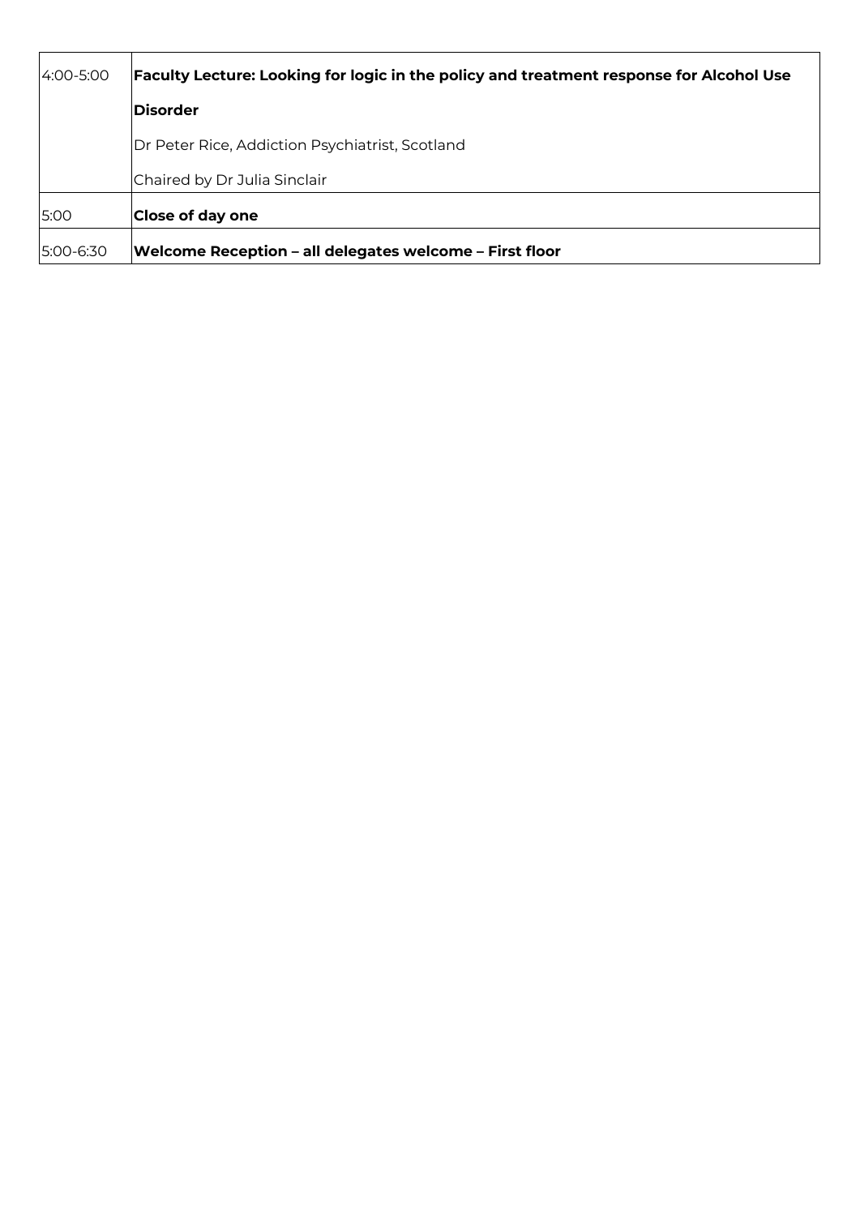| | |
|---|---|
| 4:00-5:00 | **Faculty Lecture: Looking for logic in the policy and treatment response for Alcohol Use Disorder**<br>Dr Peter Rice, Addiction Psychiatrist, Scotland<br>Chaired by Dr Julia Sinclair |
| 5:00 | **Close of day one** |
| 5:00-6:30 | **Welcome Reception – all delegates welcome – First floor** |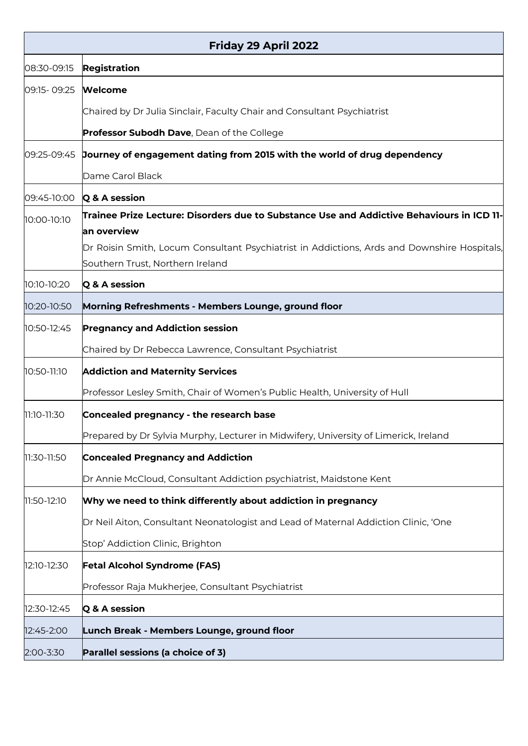| Friday 29 April 2022 | |
|---|---|
| 08:30-09:15 | **Registration** |
| 09:15- 09:25 | **Welcome**<br><br>Chaired by Dr Julia Sinclair, Faculty Chair and Consultant Psychiatrist<br><br>**Professor Subodh Dave**, Dean of the College |
| 09:25-09:45 | **Journey of engagement dating from 2015 with the world of drug dependency**<br><br>Dame Carol Black |
| 09:45-10:00 | **Q & A session** |
| 10:00-10:10 | **Trainee Prize Lecture: Disorders due to Substance Use and Addictive Behaviours in ICD 11- an overview**<br><br>Dr Roisin Smith, Locum Consultant Psychiatrist in Addictions, Ards and Downshire Hospitals, Southern Trust, Northern Ireland |
| 10:10-10:20 | **Q & A session** |
| 10:20-10:50 | **Morning Refreshments - Members Lounge, ground floor** |
| 10:50-12:45 | **Pregnancy and Addiction session**<br><br>Chaired by Dr Rebecca Lawrence, Consultant Psychiatrist |
| 10:50-11:10 | **Addiction and Maternity Services**<br><br>Professor Lesley Smith, Chair of Women's Public Health, University of Hull |
| 11:10-11:30 | **Concealed pregnancy - the research base**<br><br>Prepared by Dr Sylvia Murphy, Lecturer in Midwifery, University of Limerick, Ireland |
| 11:30-11:50 | **Concealed Pregnancy and Addiction**<br><br>Dr Annie McCloud, Consultant Addiction psychiatrist, Maidstone Kent |
| 11:50-12:10 | **Why we need to think differently about addiction in pregnancy**<br><br>Dr Neil Aiton, Consultant Neonatologist and Lead of Maternal Addiction Clinic, 'One Stop' Addiction Clinic, Brighton |
| 12:10-12:30 | **Fetal Alcohol Syndrome (FAS)**<br><br>Professor Raja Mukherjee, Consultant Psychiatrist |
| 12:30-12:45 | **Q & A session** |
| 12:45-2:00 | **Lunch Break - Members Lounge, ground floor** |
| 2:00-3:30 | **Parallel sessions (a choice of 3)** |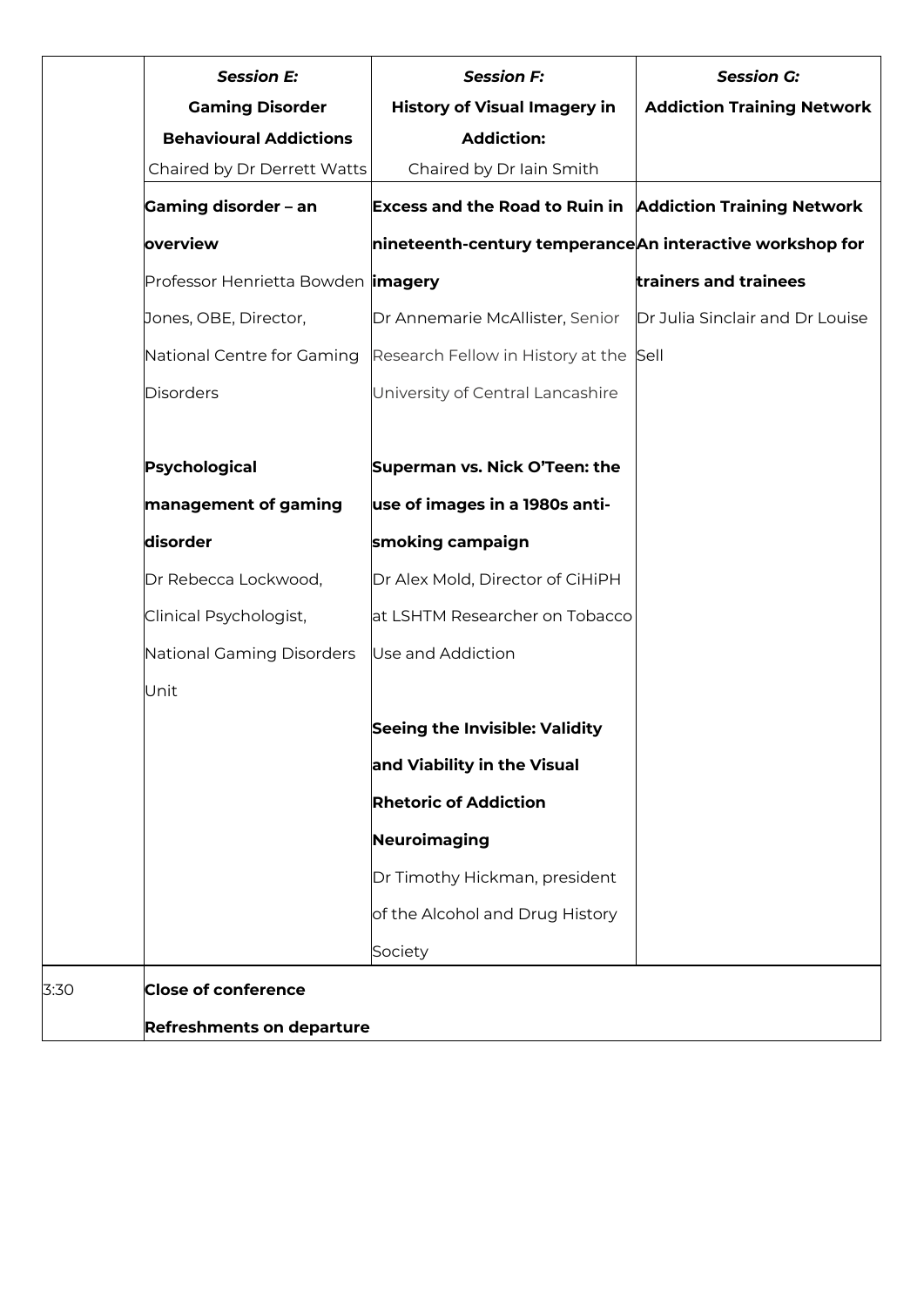| | Session E: Gaming Disorder Behavioural Addictions Chaired by Dr Derrett Watts | Session F: History of Visual Imagery in Addiction: Chaired by Dr Iain Smith | Session G: Addiction Training Network |
|---|---|---|---|
| | **Gaming disorder – an overview** Professor Henrietta Bowden Jones, OBE, Director, National Centre for Gaming Disorders<br><br>**Psychological management of gaming disorder** Dr Rebecca Lockwood, Clinical Psychologist, National Gaming Disorders Unit | **Excess and the Road to Ruin in nineteenth-century temperance imagery** Dr Annemarie McAllister, Senior Research Fellow in History at the University of Central Lancashire<br><br>**Superman vs. Nick O'Teen: the use of images in a 1980s anti-smoking campaign** Dr Alex Mold, Director of CiHiPH at LSHTM Researcher on Tobacco Use and Addiction<br><br>**Seeing the Invisible: Validity and Viability in the Visual Rhetoric of Addiction Neuroimaging** Dr Timothy Hickman, president of the Alcohol and Drug History Society | **Addiction Training Network An interactive workshop for trainers and trainees** Dr Julia Sinclair and Dr Louise Sell |
| 3:30 | **Close of conference** **Refreshments on departure** | | |